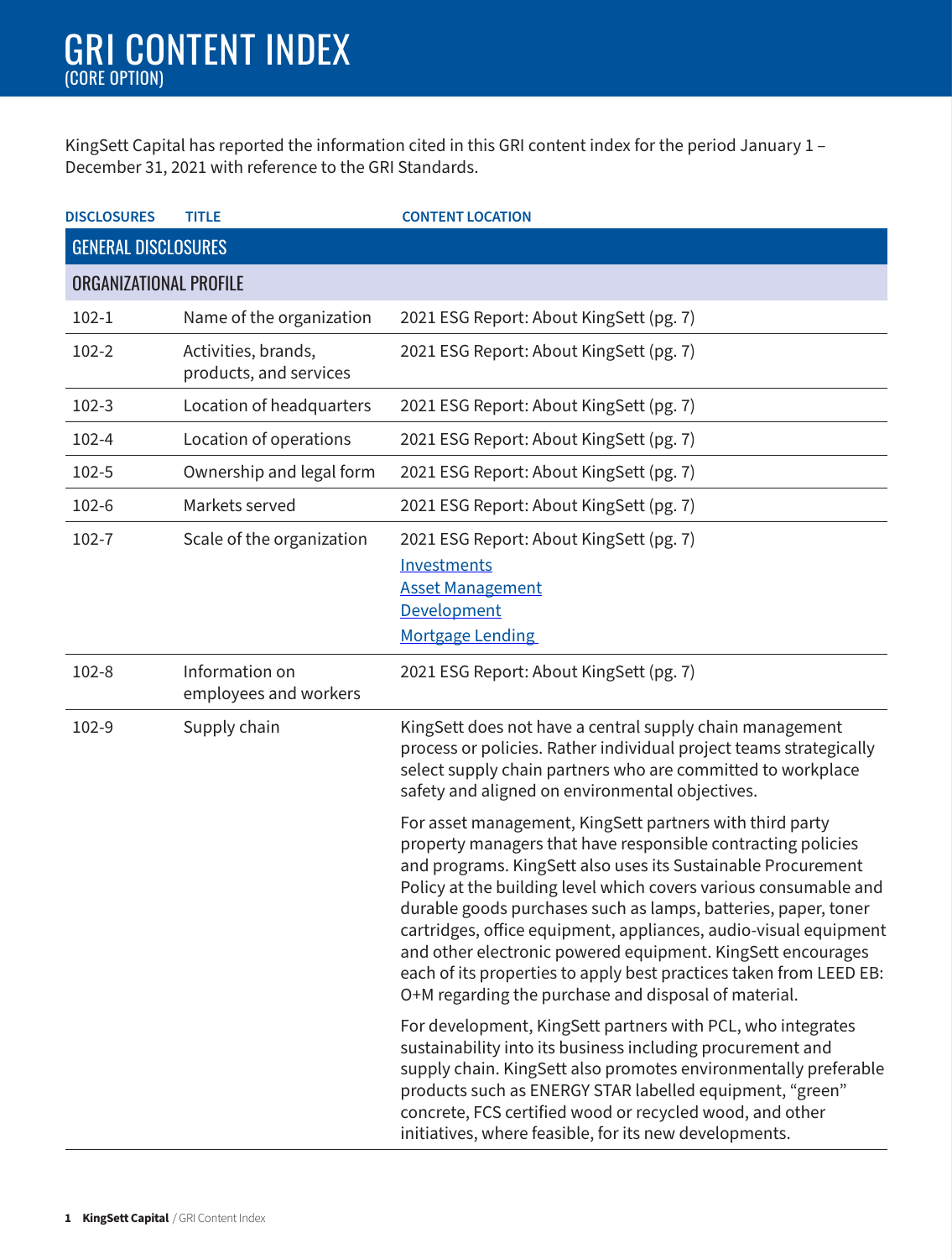# GRI CONTENT INDEX
(CORE OPTION)

KingSett Capital has reported the information cited in this GRI content index for the period January 1 – December 31, 2021 with reference to the GRI Standards.

| DISCLOSURES | TITLE | CONTENT LOCATION |
|---|---|---|
| **GENERAL DISCLOSURES** | | |
| **ORGANIZATIONAL PROFILE** | | |
| 102-1 | Name of the organization | 2021 ESG Report: About KingSett (pg. 7) |
| 102-2 | Activities, brands, products, and services | 2021 ESG Report: About KingSett (pg. 7) |
| 102-3 | Location of headquarters | 2021 ESG Report: About KingSett (pg. 7) |
| 102-4 | Location of operations | 2021 ESG Report: About KingSett (pg. 7) |
| 102-5 | Ownership and legal form | 2021 ESG Report: About KingSett (pg. 7) |
| 102-6 | Markets served | 2021 ESG Report: About KingSett (pg. 7) |
| 102-7 | Scale of the organization | 2021 ESG Report: About KingSett (pg. 7)<br>Investments<br>Asset Management<br>Development<br>Mortgage Lending |
| 102-8 | Information on employees and workers | 2021 ESG Report: About KingSett (pg. 7) |
| 102-9 | Supply chain | KingSett does not have a central supply chain management process or policies. Rather individual project teams strategically select supply chain partners who are committed to workplace safety and aligned on environmental objectives.<br><br>For asset management, KingSett partners with third party property managers that have responsible contracting policies and programs. KingSett also uses its Sustainable Procurement Policy at the building level which covers various consumable and durable goods purchases such as lamps, batteries, paper, toner cartridges, office equipment, appliances, audio-visual equipment and other electronic powered equipment. KingSett encourages each of its properties to apply best practices taken from LEED EB: O+M regarding the purchase and disposal of material.<br><br>For development, KingSett partners with PCL, who integrates sustainability into its business including procurement and supply chain. KingSett also promotes environmentally preferable products such as ENERGY STAR labelled equipment, "green" concrete, FCS certified wood or recycled wood, and other initiatives, where feasible, for its new developments. |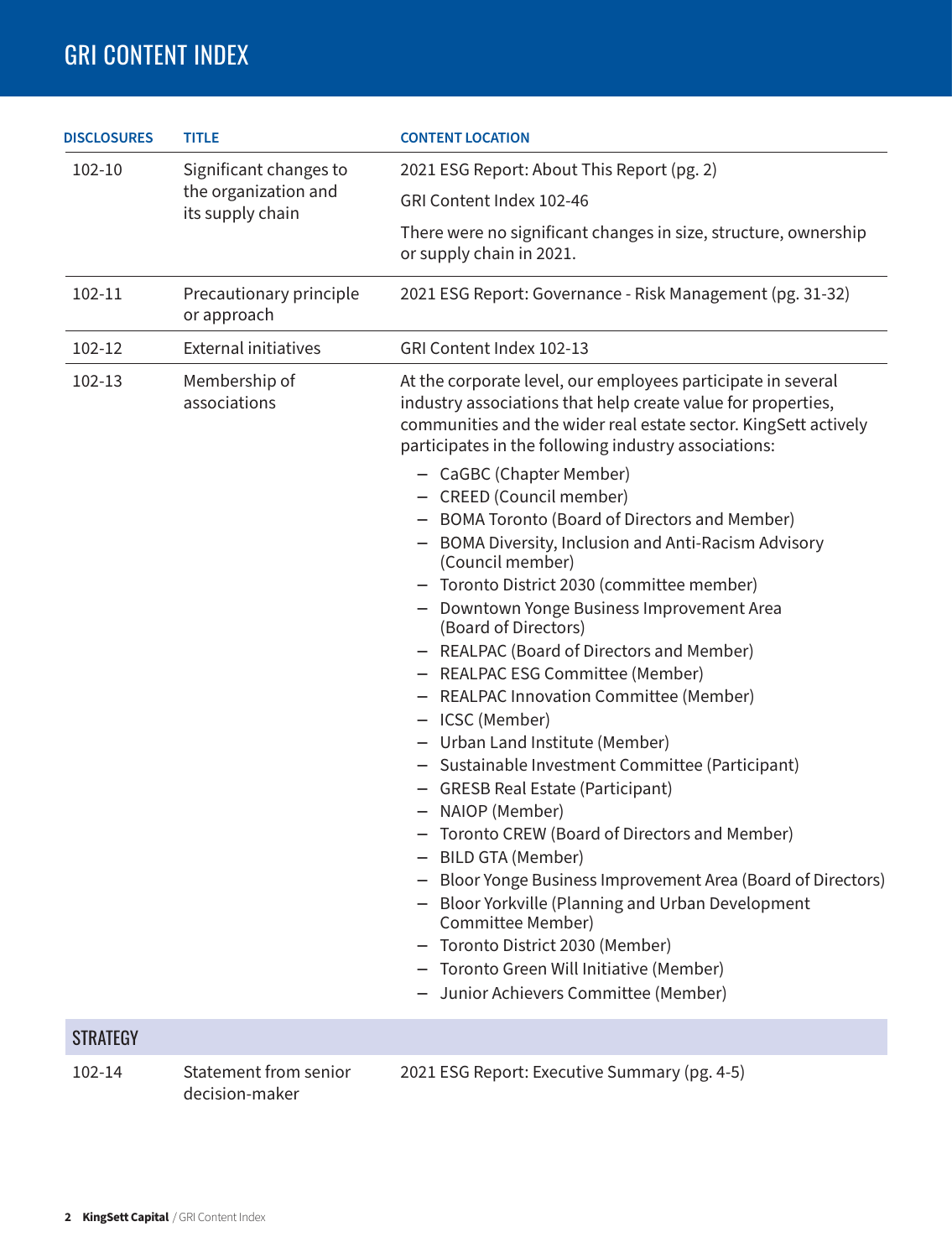# GRI CONTENT INDEX

| DISCLOSURES | TITLE | CONTENT LOCATION |
|---|---|---|
| 102-10 | Significant changes to the organization and its supply chain | 2021 ESG Report: About This Report (pg. 2)<br>GRI Content Index 102-46<br>There were no significant changes in size, structure, ownership or supply chain in 2021. |
| 102-11 | Precautionary principle or approach | 2021 ESG Report: Governance - Risk Management (pg. 31-32) |
| 102-12 | External initiatives | GRI Content Index 102-13 |
| 102-13 | Membership of associations | At the corporate level, our employees participate in several industry associations that help create value for properties, communities and the wider real estate sector. KingSett actively participates in the following industry associations:<br>– CaGBC (Chapter Member)<br>– CREED (Council member)<br>– BOMA Toronto (Board of Directors and Member)<br>– BOMA Diversity, Inclusion and Anti-Racism Advisory (Council member)<br>– Toronto District 2030 (committee member)<br>– Downtown Yonge Business Improvement Area (Board of Directors)<br>– REALPAC (Board of Directors and Member)<br>– REALPAC ESG Committee (Member)<br>– REALPAC Innovation Committee (Member)<br>– ICSC (Member)<br>– Urban Land Institute (Member)<br>– Sustainable Investment Committee (Participant)<br>– GRESB Real Estate (Participant)<br>– NAIOP (Member)<br>– Toronto CREW (Board of Directors and Member)<br>– BILD GTA (Member)<br>– Bloor Yonge Business Improvement Area (Board of Directors)<br>– Bloor Yorkville (Planning and Urban Development Committee Member)<br>– Toronto District 2030 (Member)<br>– Toronto Green Will Initiative (Member)<br>– Junior Achievers Committee (Member) |
| **STRATEGY** | | |
| 102-14 | Statement from senior decision-maker | 2021 ESG Report: Executive Summary (pg. 4-5) |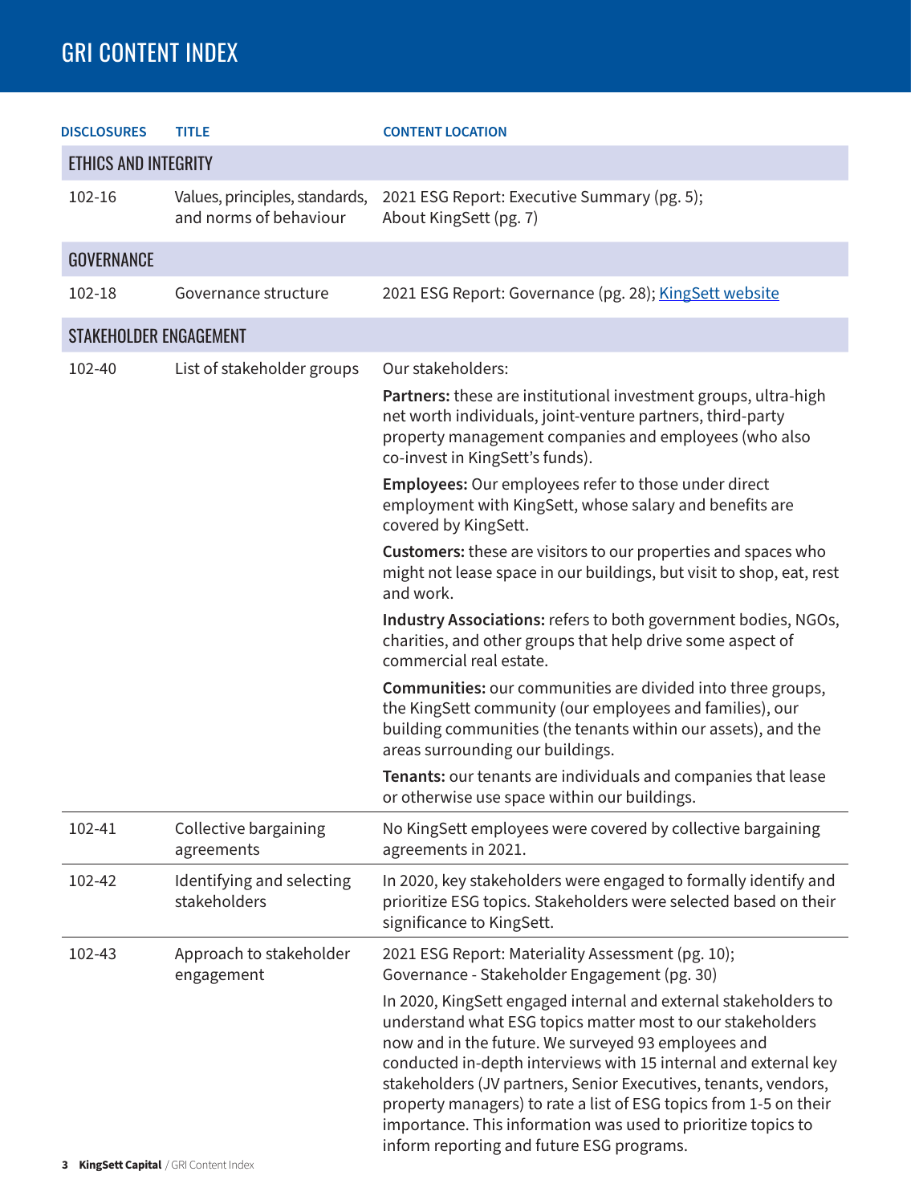# GRI CONTENT INDEX

| DISCLOSURES | TITLE | CONTENT LOCATION |
|---|---|---|
| **ETHICS AND INTEGRITY** | | |
| 102-16 | Values, principles, standards, and norms of behaviour | 2021 ESG Report: Executive Summary (pg. 5); About KingSett (pg. 7) |
| **GOVERNANCE** | | |
| 102-18 | Governance structure | 2021 ESG Report: Governance (pg. 28); KingSett website |
| **STAKEHOLDER ENGAGEMENT** | | |
| 102-40 | List of stakeholder groups | Our stakeholders:<br>**Partners:** these are institutional investment groups, ultra-high net worth individuals, joint-venture partners, third-party property management companies and employees (who also co-invest in KingSett's funds).<br>**Employees:** Our employees refer to those under direct employment with KingSett, whose salary and benefits are covered by KingSett.<br>**Customers:** these are visitors to our properties and spaces who might not lease space in our buildings, but visit to shop, eat, rest and work.<br>**Industry Associations:** refers to both government bodies, NGOs, charities, and other groups that help drive some aspect of commercial real estate.<br>**Communities:** our communities are divided into three groups, the KingSett community (our employees and families), our building communities (the tenants within our assets), and the areas surrounding our buildings.<br>**Tenants:** our tenants are individuals and companies that lease or otherwise use space within our buildings. |
| 102-41 | Collective bargaining agreements | No KingSett employees were covered by collective bargaining agreements in 2021. |
| 102-42 | Identifying and selecting stakeholders | In 2020, key stakeholders were engaged to formally identify and prioritize ESG topics. Stakeholders were selected based on their significance to KingSett. |
| 102-43 | Approach to stakeholder engagement | 2021 ESG Report: Materiality Assessment (pg. 10); Governance - Stakeholder Engagement (pg. 30)<br>In 2020, KingSett engaged internal and external stakeholders to understand what ESG topics matter most to our stakeholders now and in the future. We surveyed 93 employees and conducted in-depth interviews with 15 internal and external key stakeholders (JV partners, Senior Executives, tenants, vendors, property managers) to rate a list of ESG topics from 1-5 on their importance. This information was used to prioritize topics to inform reporting and future ESG programs. |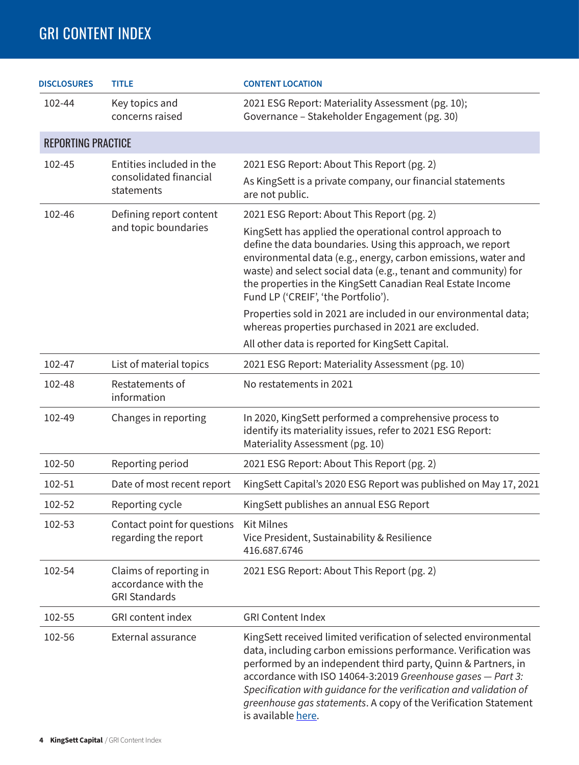# GRI CONTENT INDEX

| DISCLOSURES | TITLE | CONTENT LOCATION |
|---|---|---|
| 102-44 | Key topics and concerns raised | 2021 ESG Report: Materiality Assessment (pg. 10); Governance – Stakeholder Engagement (pg. 30) |
| **REPORTING PRACTICE** | | |
| 102-45 | Entities included in the consolidated financial statements | 2021 ESG Report: About This Report (pg. 2)<br>As KingSett is a private company, our financial statements are not public. |
| 102-46 | Defining report content and topic boundaries | 2021 ESG Report: About This Report (pg. 2)<br>KingSett has applied the operational control approach to define the data boundaries. Using this approach, we report environmental data (e.g., energy, carbon emissions, water and waste) and select social data (e.g., tenant and community) for the properties in the KingSett Canadian Real Estate Income Fund LP ('CREIF', 'the Portfolio').<br>Properties sold in 2021 are included in our environmental data; whereas properties purchased in 2021 are excluded.<br>All other data is reported for KingSett Capital. |
| 102-47 | List of material topics | 2021 ESG Report: Materiality Assessment (pg. 10) |
| 102-48 | Restatements of information | No restatements in 2021 |
| 102-49 | Changes in reporting | In 2020, KingSett performed a comprehensive process to identify its materiality issues, refer to 2021 ESG Report: Materiality Assessment (pg. 10) |
| 102-50 | Reporting period | 2021 ESG Report: About This Report (pg. 2) |
| 102-51 | Date of most recent report | KingSett Capital's 2020 ESG Report was published on May 17, 2021 |
| 102-52 | Reporting cycle | KingSett publishes an annual ESG Report |
| 102-53 | Contact point for questions regarding the report | Kit Milnes<br>Vice President, Sustainability & Resilience<br>416.687.6746 |
| 102-54 | Claims of reporting in accordance with the GRI Standards | 2021 ESG Report: About This Report (pg. 2) |
| 102-55 | GRI content index | GRI Content Index |
| 102-56 | External assurance | KingSett received limited verification of selected environmental data, including carbon emissions performance. Verification was performed by an independent third party, Quinn & Partners, in accordance with ISO 14064-3:2019 *Greenhouse gases — Part 3: Specification with guidance for the verification and validation of greenhouse gas statements*. A copy of the Verification Statement is available here. |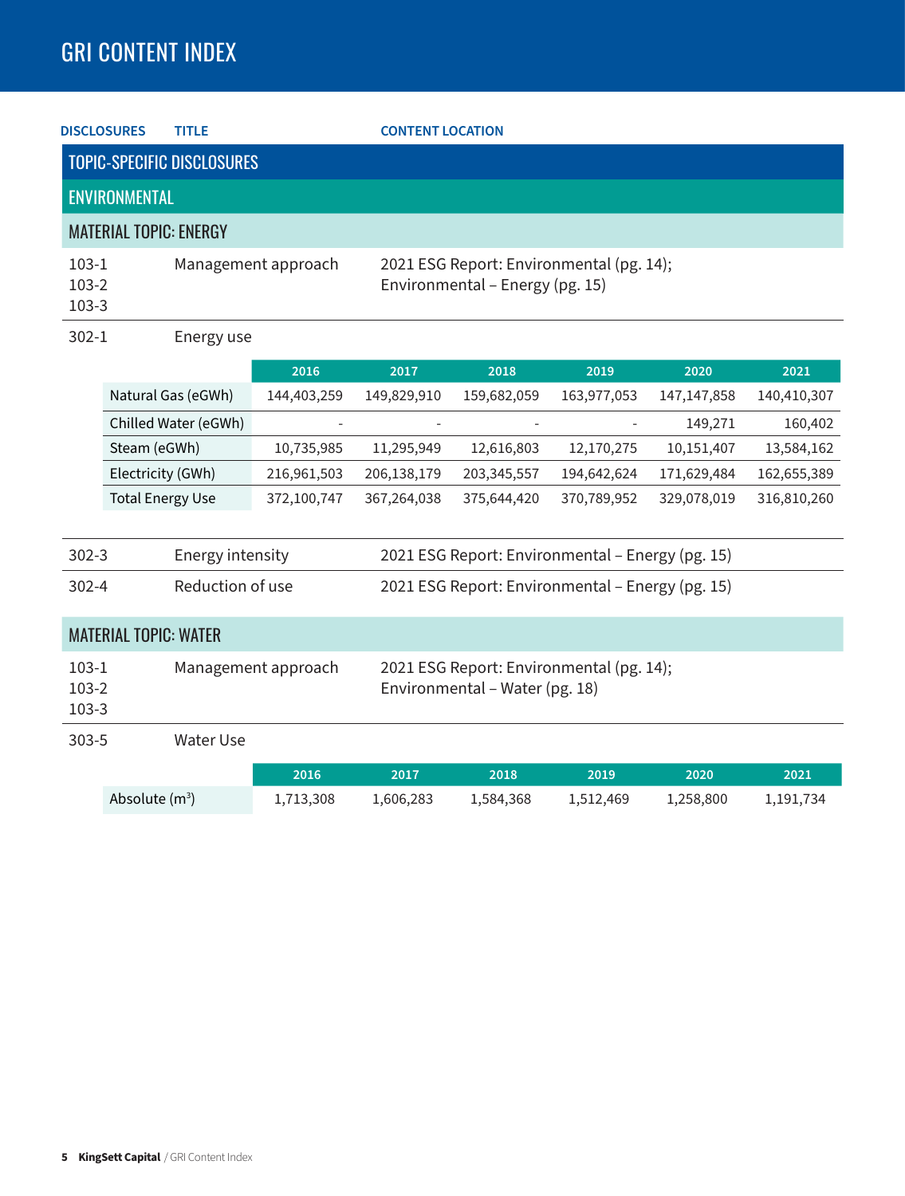# GRI CONTENT INDEX

| DISCLOSURES | TITLE | CONTENT LOCATION |
|---|---|---|

## TOPIC-SPECIFIC DISCLOSURES

### ENVIRONMENTAL

#### MATERIAL TOPIC: ENERGY

| DISCLOSURES | TITLE | CONTENT LOCATION |
|---|---|---|
| 103-1<br>103-2<br>103-3 | Management approach | 2021 ESG Report: Environmental (pg. 14);<br>Environmental – Energy (pg. 15) |
| 302-1 | Energy use | |

| | 2016 | 2017 | 2018 | 2019 | 2020 | 2021 |
|---|---|---|---|---|---|---|
| Natural Gas (eGWh) | 144,403,259 | 149,829,910 | 159,682,059 | 163,977,053 | 147,147,858 | 140,410,307 |
| Chilled Water (eGWh) | - | - | - | - | 149,271 | 160,402 |
| Steam (eGWh) | 10,735,985 | 11,295,949 | 12,616,803 | 12,170,275 | 10,151,407 | 13,584,162 |
| Electricity (GWh) | 216,961,503 | 206,138,179 | 203,345,557 | 194,642,624 | 171,629,484 | 162,655,389 |
| Total Energy Use | 372,100,747 | 367,264,038 | 375,644,420 | 370,789,952 | 329,078,019 | 316,810,260 |

| DISCLOSURES | TITLE | CONTENT LOCATION |
|---|---|---|
| 302-3 | Energy intensity | 2021 ESG Report: Environmental – Energy (pg. 15) |
| 302-4 | Reduction of use | 2021 ESG Report: Environmental – Energy (pg. 15) |

#### MATERIAL TOPIC: WATER

| DISCLOSURES | TITLE | CONTENT LOCATION |
|---|---|---|
| 103-1<br>103-2<br>103-3 | Management approach | 2021 ESG Report: Environmental (pg. 14);<br>Environmental – Water (pg. 18) |
| 303-5 | Water Use | |

| | 2016 | 2017 | 2018 | 2019 | 2020 | 2021 |
|---|---|---|---|---|---|---|
| Absolute ($m^3$) | 1,713,308 | 1,606,283 | 1,584,368 | 1,512,469 | 1,258,800 | 1,191,734 |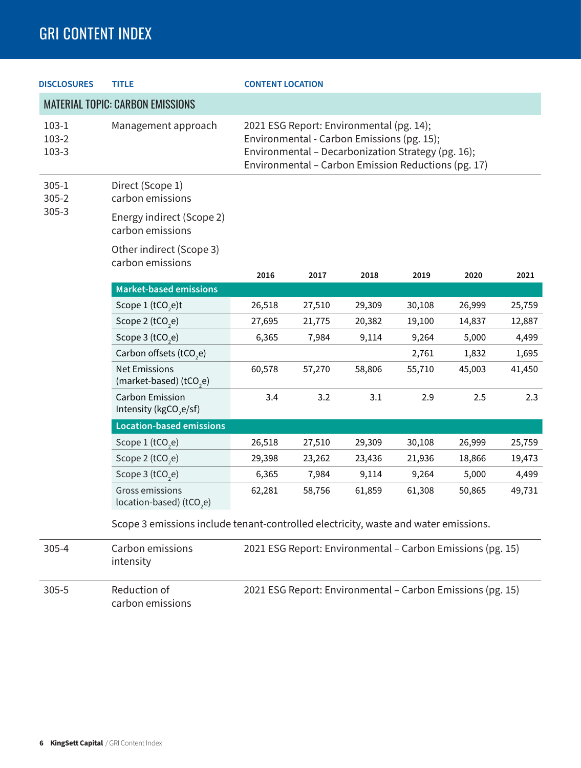# GRI CONTENT INDEX

| DISCLOSURES | TITLE | CONTENT LOCATION |
|---|---|---|
| **MATERIAL TOPIC: CARBON EMISSIONS** | | |
| 103-1<br>103-2<br>103-3 | Management approach | 2021 ESG Report: Environmental (pg. 14);<br>Environmental - Carbon Emissions (pg. 15);<br>Environmental – Decarbonization Strategy (pg. 16);<br>Environmental – Carbon Emission Reductions (pg. 17) |
| 305-1<br>305-2<br>305-3 | Direct (Scope 1) carbon emissions<br><br>Energy indirect (Scope 2) carbon emissions<br><br>Other indirect (Scope 3) carbon emissions | |

| | 2016 | 2017 | 2018 | 2019 | 2020 | 2021 |
|---|---|---|---|---|---|---|
| **Market-based emissions** | | | | | | |
| Scope 1 ($tCO_2e$)t | 26,518 | 27,510 | 29,309 | 30,108 | 26,999 | 25,759 |
| Scope 2 ($tCO_2e$) | 27,695 | 21,775 | 20,382 | 19,100 | 14,837 | 12,887 |
| Scope 3 ($tCO_2e$) | 6,365 | 7,984 | 9,114 | 9,264 | 5,000 | 4,499 |
| Carbon offsets ($tCO_2e$) | | | | 2,761 | 1,832 | 1,695 |
| Net Emissions (market-based) ($tCO_2e$) | 60,578 | 57,270 | 58,806 | 55,710 | 45,003 | 41,450 |
| Carbon Emission Intensity ($kgCO_2e/sf$) | 3.4 | 3.2 | 3.1 | 2.9 | 2.5 | 2.3 |
| **Location-based emissions** | | | | | | |
| Scope 1 ($tCO_2e$) | 26,518 | 27,510 | 29,309 | 30,108 | 26,999 | 25,759 |
| Scope 2 ($tCO_2e$) | 29,398 | 23,262 | 23,436 | 21,936 | 18,866 | 19,473 |
| Scope 3 ($tCO_2e$) | 6,365 | 7,984 | 9,114 | 9,264 | 5,000 | 4,499 |
| Gross emissions location-based) ($tCO_2e$) | 62,281 | 58,756 | 61,859 | 61,308 | 50,865 | 49,731 |

Scope 3 emissions include tenant-controlled electricity, waste and water emissions.

| DISCLOSURES | TITLE | CONTENT LOCATION |
|---|---|---|
| 305-4 | Carbon emissions intensity | 2021 ESG Report: Environmental – Carbon Emissions (pg. 15) |
| 305-5 | Reduction of carbon emissions | 2021 ESG Report: Environmental – Carbon Emissions (pg. 15) |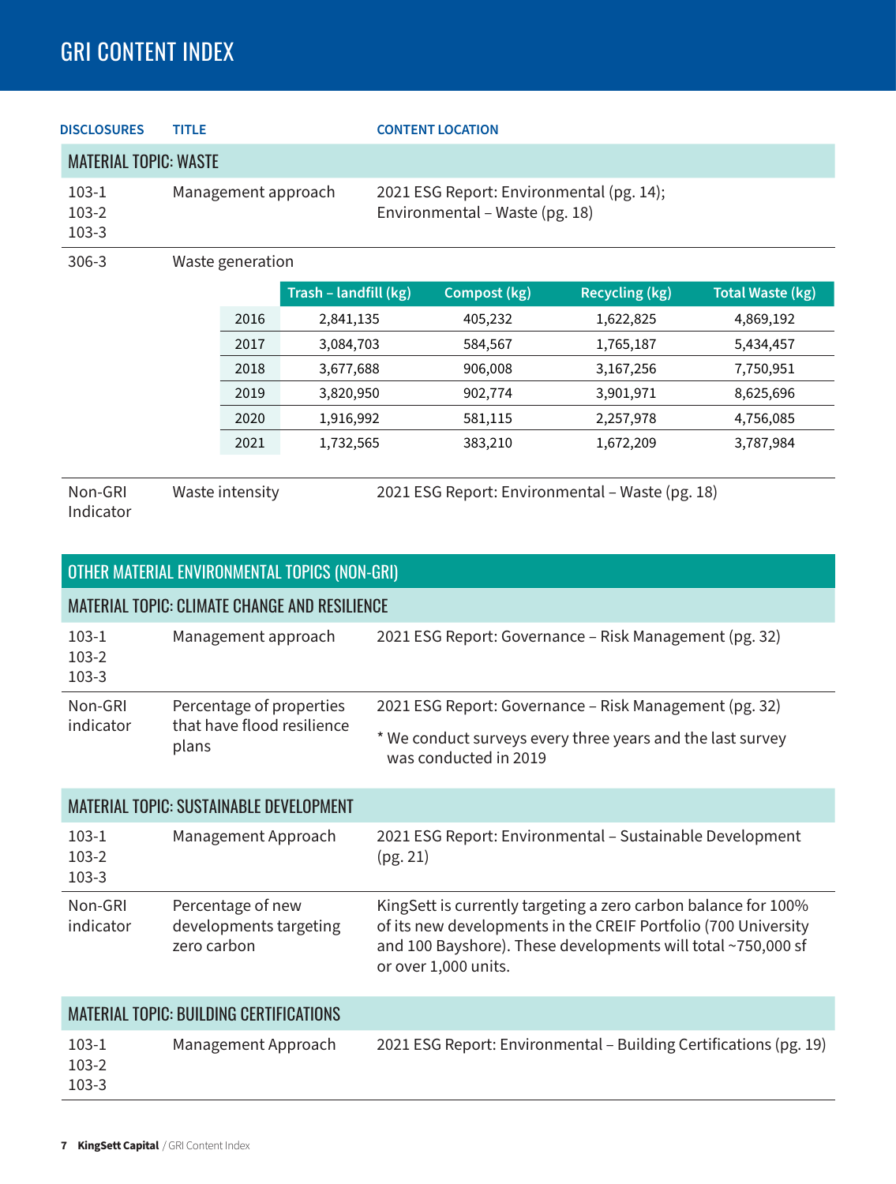# GRI CONTENT INDEX

| DISCLOSURES | TITLE | CONTENT LOCATION |
|---|---|---|
| **MATERIAL TOPIC: WASTE** | | |
| 103-1<br>103-2<br>103-3 | Management approach | 2021 ESG Report: Environmental (pg. 14); Environmental – Waste (pg. 18) |
| 306-3 | Waste generation | |

| | Trash – landfill (kg) | Compost (kg) | Recycling (kg) | Total Waste (kg) |
|---|---|---|---|---|
| 2016 | 2,841,135 | 405,232 | 1,622,825 | 4,869,192 |
| 2017 | 3,084,703 | 584,567 | 1,765,187 | 5,434,457 |
| 2018 | 3,677,688 | 906,008 | 3,167,256 | 7,750,951 |
| 2019 | 3,820,950 | 902,774 | 3,901,971 | 8,625,696 |
| 2020 | 1,916,992 | 581,115 | 2,257,978 | 4,756,085 |
| 2021 | 1,732,565 | 383,210 | 1,672,209 | 3,787,984 |

| DISCLOSURES | TITLE | CONTENT LOCATION |
|---|---|---|
| Non-GRI Indicator | Waste intensity | 2021 ESG Report: Environmental – Waste (pg. 18) |

## OTHER MATERIAL ENVIRONMENTAL TOPICS (NON-GRI)

| DISCLOSURES | TITLE | CONTENT LOCATION |
|---|---|---|
| **MATERIAL TOPIC: CLIMATE CHANGE AND RESILIENCE** | | |
| 103-1<br>103-2<br>103-3 | Management approach | 2021 ESG Report: Governance – Risk Management (pg. 32) |
| Non-GRI indicator | Percentage of properties that have flood resilience plans | 2021 ESG Report: Governance – Risk Management (pg. 32)<br>* We conduct surveys every three years and the last survey was conducted in 2019 |
| **MATERIAL TOPIC: SUSTAINABLE DEVELOPMENT** | | |
| 103-1<br>103-2<br>103-3 | Management Approach | 2021 ESG Report: Environmental – Sustainable Development (pg. 21) |
| Non-GRI indicator | Percentage of new developments targeting zero carbon | KingSett is currently targeting a zero carbon balance for 100% of its new developments in the CREIF Portfolio (700 University and 100 Bayshore). These developments will total ~750,000 sf or over 1,000 units. |
| **MATERIAL TOPIC: BUILDING CERTIFICATIONS** | | |
| 103-1<br>103-2<br>103-3 | Management Approach | 2021 ESG Report: Environmental – Building Certifications (pg. 19) |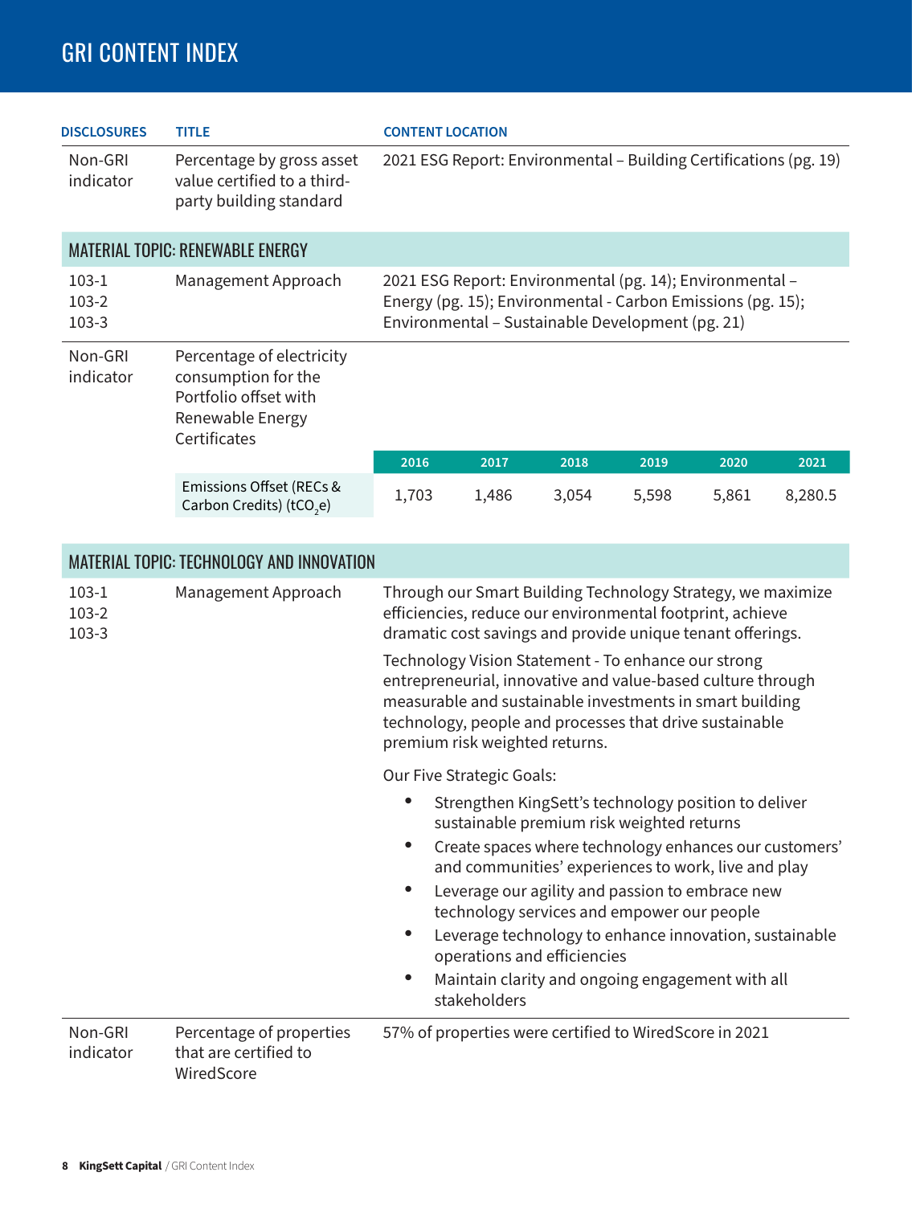# GRI CONTENT INDEX

| DISCLOSURES | TITLE | CONTENT LOCATION |
|---|---|---|
| Non-GRI indicator | Percentage by gross asset value certified to a third-party building standard | 2021 ESG Report: Environmental – Building Certifications (pg. 19) |

## MATERIAL TOPIC: RENEWABLE ENERGY

| DISCLOSURES | TITLE | CONTENT LOCATION |
|---|---|---|
| 103-1<br>103-2<br>103-3 | Management Approach | 2021 ESG Report: Environmental (pg. 14); Environmental – Energy (pg. 15); Environmental - Carbon Emissions (pg. 15); Environmental – Sustainable Development (pg. 21) |
| Non-GRI indicator | Percentage of electricity consumption for the Portfolio offset with Renewable Energy Certificates | |

| | 2016 | 2017 | 2018 | 2019 | 2020 | 2021 |
|---|---|---|---|---|---|---|
| Emissions Offset (RECs & Carbon Credits) ($tCO_2e$) | 1,703 | 1,486 | 3,054 | 5,598 | 5,861 | 8,280.5 |

## MATERIAL TOPIC: TECHNOLOGY AND INNOVATION

**103-1, 103-2, 103-3 — Management Approach**

Through our Smart Building Technology Strategy, we maximize efficiencies, reduce our environmental footprint, achieve dramatic cost savings and provide unique tenant offerings.

Technology Vision Statement - To enhance our strong entrepreneurial, innovative and value-based culture through measurable and sustainable investments in smart building technology, people and processes that drive sustainable premium risk weighted returns.

Our Five Strategic Goals:

- Strengthen KingSett's technology position to deliver sustainable premium risk weighted returns
- Create spaces where technology enhances our customers' and communities' experiences to work, live and play
- Leverage our agility and passion to embrace new technology services and empower our people
- Leverage technology to enhance innovation, sustainable operations and efficiencies
- Maintain clarity and ongoing engagement with all stakeholders

| DISCLOSURES | TITLE | CONTENT LOCATION |
|---|---|---|
| Non-GRI indicator | Percentage of properties that are certified to WiredScore | 57% of properties were certified to WiredScore in 2021 |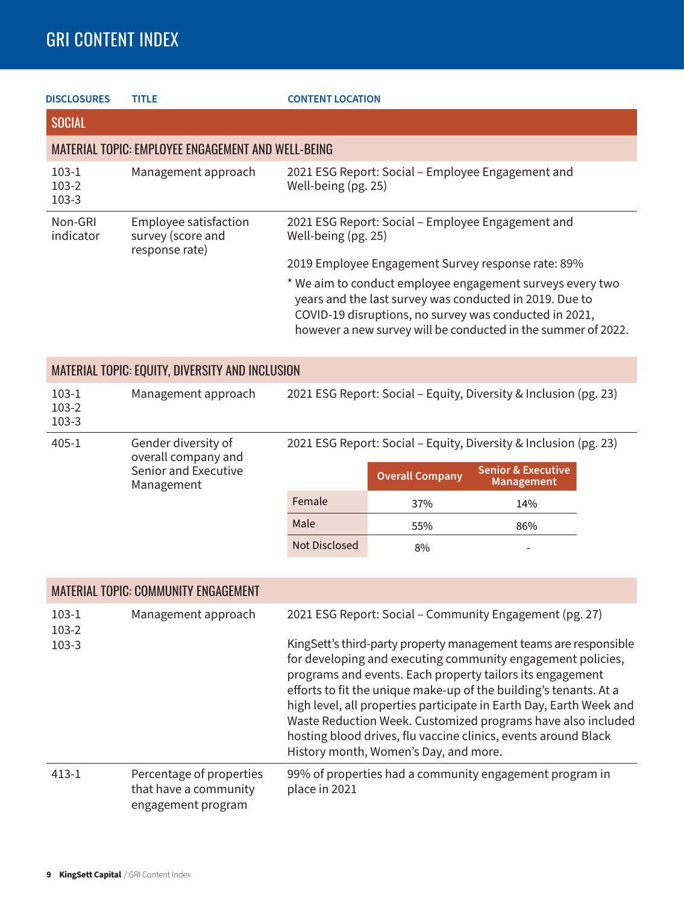# GRI CONTENT INDEX

| DISCLOSURES | TITLE | CONTENT LOCATION |
|---|---|---|
| **SOCIAL** | | |
| **MATERIAL TOPIC: EMPLOYEE ENGAGEMENT AND WELL-BEING** | | |
| 103-1<br>103-2<br>103-3 | Management approach | 2021 ESG Report: Social – Employee Engagement and Well-being (pg. 25) |
| Non-GRI indicator | Employee satisfaction survey (score and response rate) | 2021 ESG Report: Social – Employee Engagement and Well-being (pg. 25)<br><br>2019 Employee Engagement Survey response rate: 89%<br><br>* We aim to conduct employee engagement surveys every two years and the last survey was conducted in 2019. Due to COVID-19 disruptions, no survey was conducted in 2021, however a new survey will be conducted in the summer of 2022. |
| **MATERIAL TOPIC: EQUITY, DIVERSITY AND INCLUSION** | | |
| 103-1<br>103-2<br>103-3 | Management approach | 2021 ESG Report: Social – Equity, Diversity & Inclusion (pg. 23) |
| 405-1 | Gender diversity of overall company and Senior and Executive Management | 2021 ESG Report: Social – Equity, Diversity & Inclusion (pg. 23) |

| | Overall Company | Senior & Executive Management |
|---|---|---|
| Female | 37% | 14% |
| Male | 55% | 86% |
| Not Disclosed | 8% | - |

| DISCLOSURES | TITLE | CONTENT LOCATION |
|---|---|---|
| **MATERIAL TOPIC: COMMUNITY ENGAGEMENT** | | |
| 103-1<br>103-2<br>103-3 | Management approach | 2021 ESG Report: Social – Community Engagement (pg. 27)<br><br>KingSett's third-party property management teams are responsible for developing and executing community engagement policies, programs and events. Each property tailors its engagement efforts to fit the unique make-up of the building's tenants. At a high level, all properties participate in Earth Day, Earth Week and Waste Reduction Week. Customized programs have also included hosting blood drives, flu vaccine clinics, events around Black History month, Women's Day, and more. |
| 413-1 | Percentage of properties that have a community engagement program | 99% of properties had a community engagement program in place in 2021 |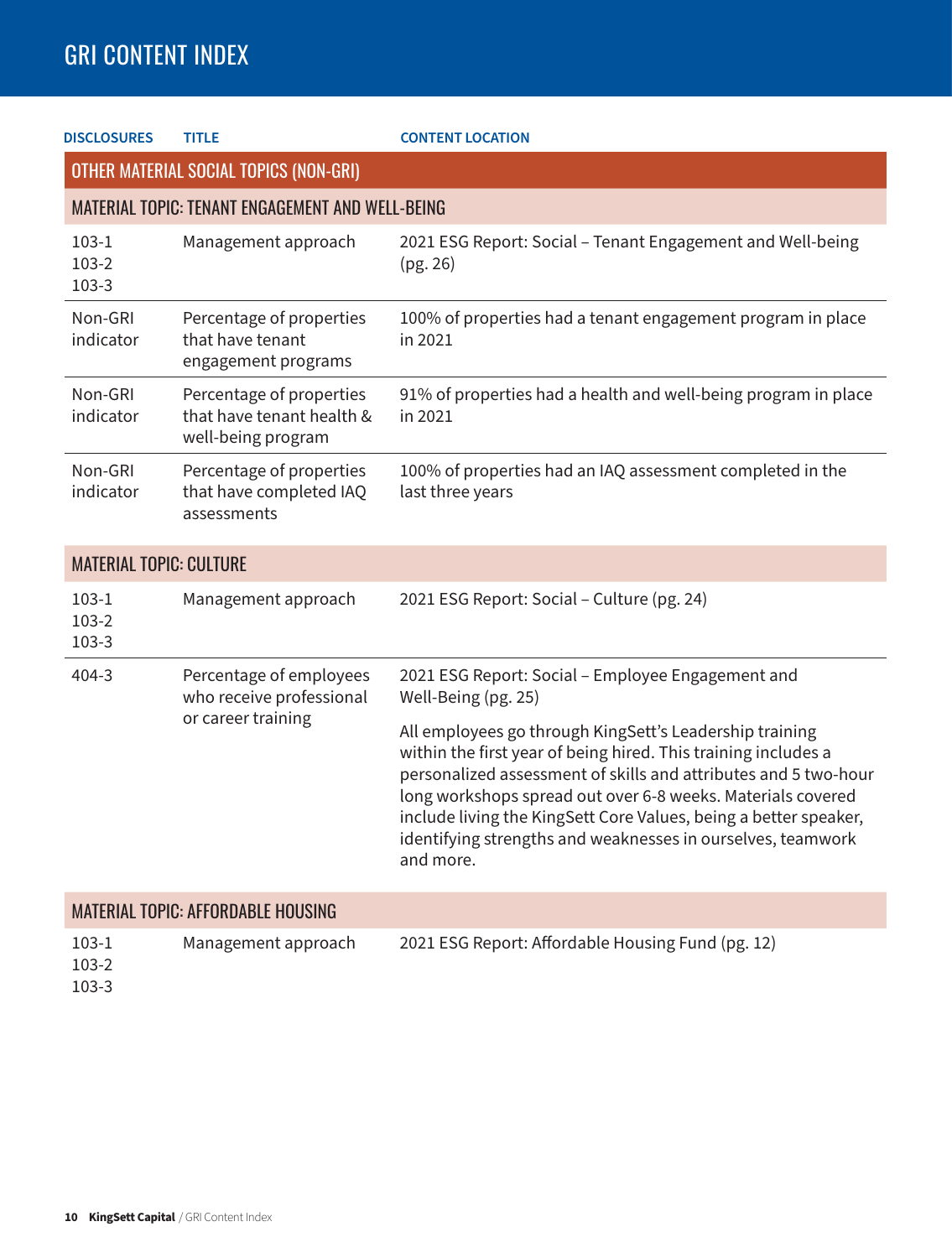# GRI CONTENT INDEX

| DISCLOSURES | TITLE | CONTENT LOCATION |
|---|---|---|
| **OTHER MATERIAL SOCIAL TOPICS (NON-GRI)** | | |
| **MATERIAL TOPIC: TENANT ENGAGEMENT AND WELL-BEING** | | |
| 103-1<br>103-2<br>103-3 | Management approach | 2021 ESG Report: Social – Tenant Engagement and Well-being (pg. 26) |
| Non-GRI indicator | Percentage of properties that have tenant engagement programs | 100% of properties had a tenant engagement program in place in 2021 |
| Non-GRI indicator | Percentage of properties that have tenant health & well-being program | 91% of properties had a health and well-being program in place in 2021 |
| Non-GRI indicator | Percentage of properties that have completed IAQ assessments | 100% of properties had an IAQ assessment completed in the last three years |
| **MATERIAL TOPIC: CULTURE** | | |
| 103-1<br>103-2<br>103-3 | Management approach | 2021 ESG Report: Social – Culture (pg. 24) |
| 404-3 | Percentage of employees who receive professional or career training | 2021 ESG Report: Social – Employee Engagement and Well-Being (pg. 25)<br><br>All employees go through KingSett's Leadership training within the first year of being hired. This training includes a personalized assessment of skills and attributes and 5 two-hour long workshops spread out over 6-8 weeks. Materials covered include living the KingSett Core Values, being a better speaker, identifying strengths and weaknesses in ourselves, teamwork and more. |
| **MATERIAL TOPIC: AFFORDABLE HOUSING** | | |
| 103-1<br>103-2<br>103-3 | Management approach | 2021 ESG Report: Affordable Housing Fund (pg. 12) |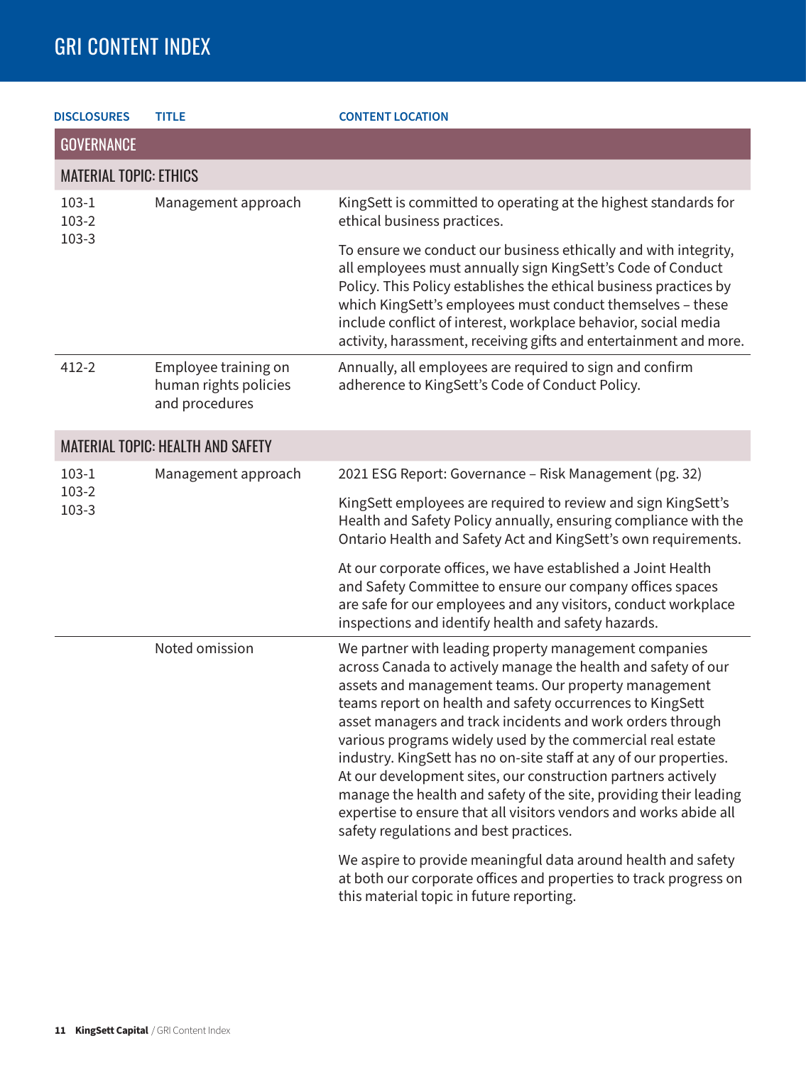# GRI CONTENT INDEX

| DISCLOSURES | TITLE | CONTENT LOCATION |
|---|---|---|
| **GOVERNANCE** | | |
| **MATERIAL TOPIC: ETHICS** | | |
| 103-1<br>103-2<br>103-3 | Management approach | KingSett is committed to operating at the highest standards for ethical business practices.<br><br>To ensure we conduct our business ethically and with integrity, all employees must annually sign KingSett's Code of Conduct Policy. This Policy establishes the ethical business practices by which KingSett's employees must conduct themselves – these include conflict of interest, workplace behavior, social media activity, harassment, receiving gifts and entertainment and more. |
| 412-2 | Employee training on human rights policies and procedures | Annually, all employees are required to sign and confirm adherence to KingSett's Code of Conduct Policy. |
| **MATERIAL TOPIC: HEALTH AND SAFETY** | | |
| 103-1<br>103-2<br>103-3 | Management approach | 2021 ESG Report: Governance – Risk Management (pg. 32)<br><br>KingSett employees are required to review and sign KingSett's Health and Safety Policy annually, ensuring compliance with the Ontario Health and Safety Act and KingSett's own requirements.<br><br>At our corporate offices, we have established a Joint Health and Safety Committee to ensure our company offices spaces are safe for our employees and any visitors, conduct workplace inspections and identify health and safety hazards. |
| | Noted omission | We partner with leading property management companies across Canada to actively manage the health and safety of our assets and management teams. Our property management teams report on health and safety occurrences to KingSett asset managers and track incidents and work orders through various programs widely used by the commercial real estate industry. KingSett has no on-site staff at any of our properties. At our development sites, our construction partners actively manage the health and safety of the site, providing their leading expertise to ensure that all visitors vendors and works abide all safety regulations and best practices.<br><br>We aspire to provide meaningful data around health and safety at both our corporate offices and properties to track progress on this material topic in future reporting. |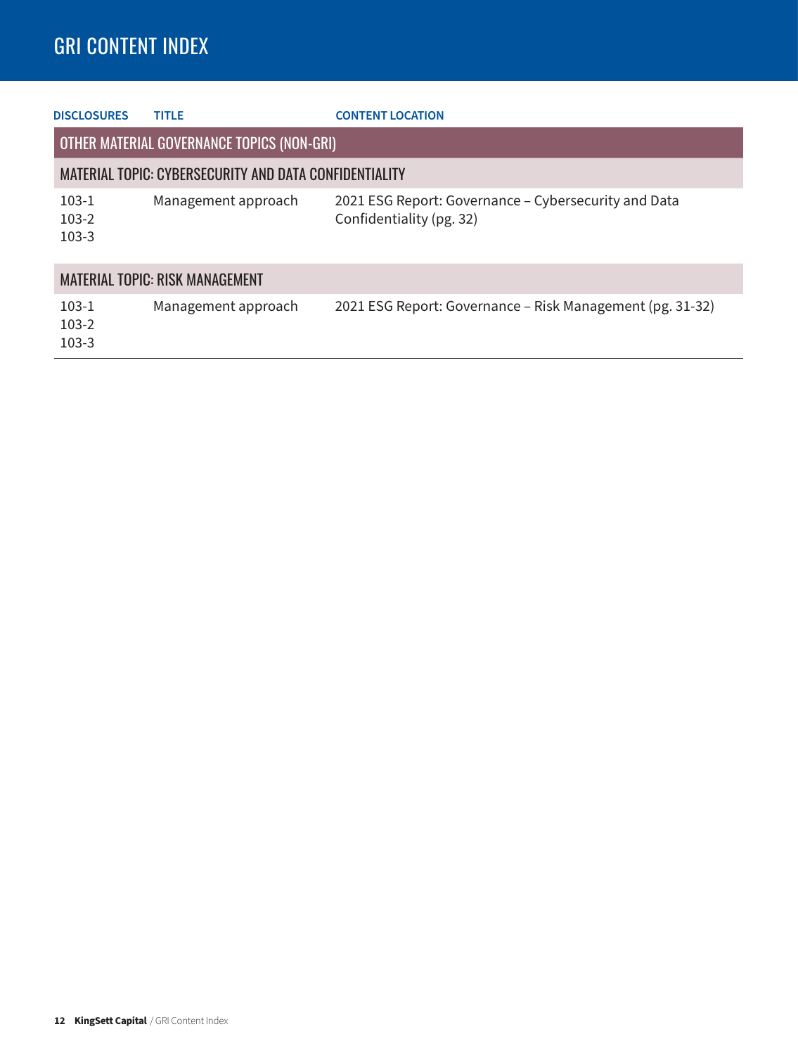# GRI CONTENT INDEX

| DISCLOSURES | TITLE | CONTENT LOCATION |
|---|---|---|
| **OTHER MATERIAL GOVERNANCE TOPICS (NON-GRI)** | | |
| **MATERIAL TOPIC: CYBERSECURITY AND DATA CONFIDENTIALITY** | | |
| 103-1<br>103-2<br>103-3 | Management approach | 2021 ESG Report: Governance – Cybersecurity and Data Confidentiality (pg. 32) |
| **MATERIAL TOPIC: RISK MANAGEMENT** | | |
| 103-1<br>103-2<br>103-3 | Management approach | 2021 ESG Report: Governance – Risk Management (pg. 31-32) |